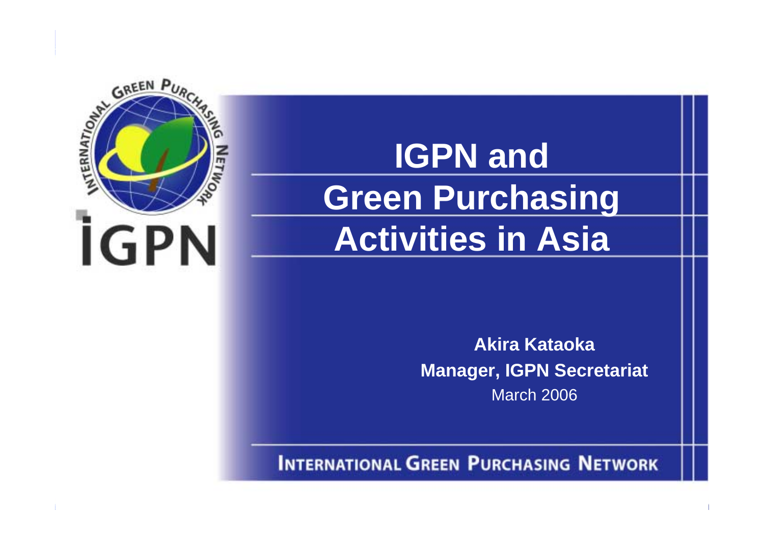# IGPN and Green Purchasing Activities in Asia

**Akira Kataoka**
**Manager, IGPN Secretariat**
March 2006

INTERNATIONAL GREEN PURCHASING NETWORK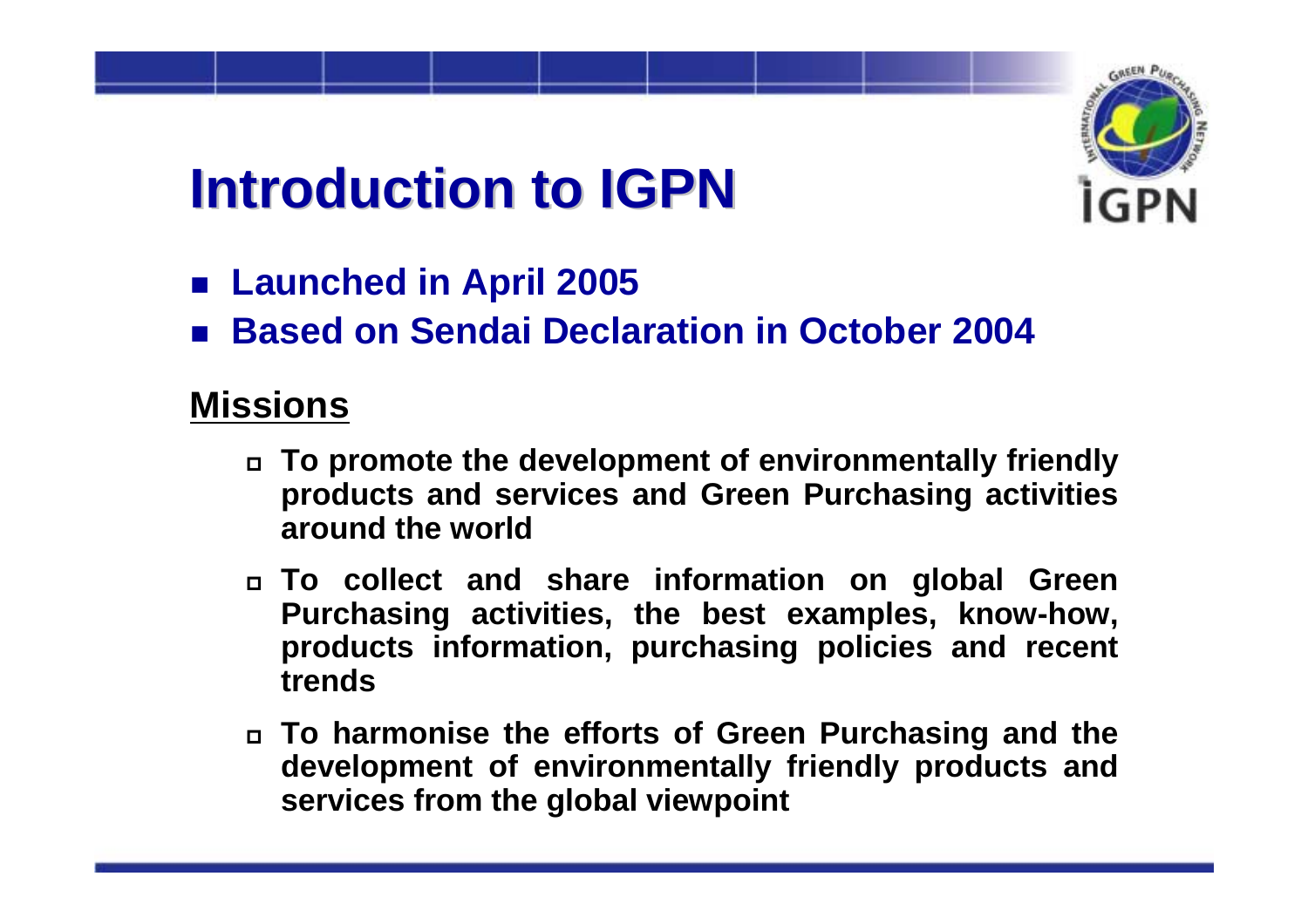# Introduction to IGPN

- Launched in April 2005
- Based on Sendai Declaration in October 2004

## Missions

- To promote the development of environmentally friendly products and services and Green Purchasing activities around the world
- To collect and share information on global Green Purchasing activities, the best examples, know-how, products information, purchasing policies and recent trends
- To harmonise the efforts of Green Purchasing and the development of environmentally friendly products and services from the global viewpoint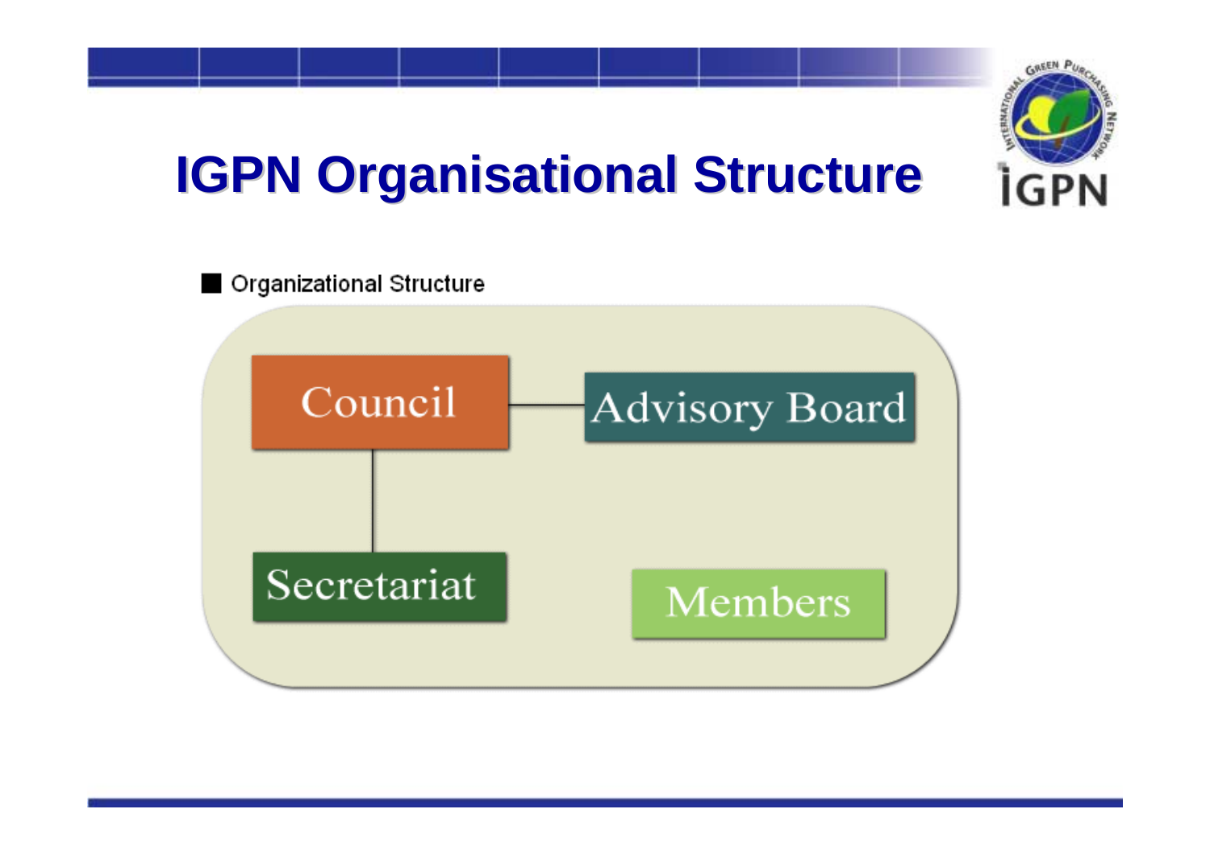# IGPN Organisational Structure

■ Organizational Structure

- Council
- Advisory Board
- Secretariat
- Members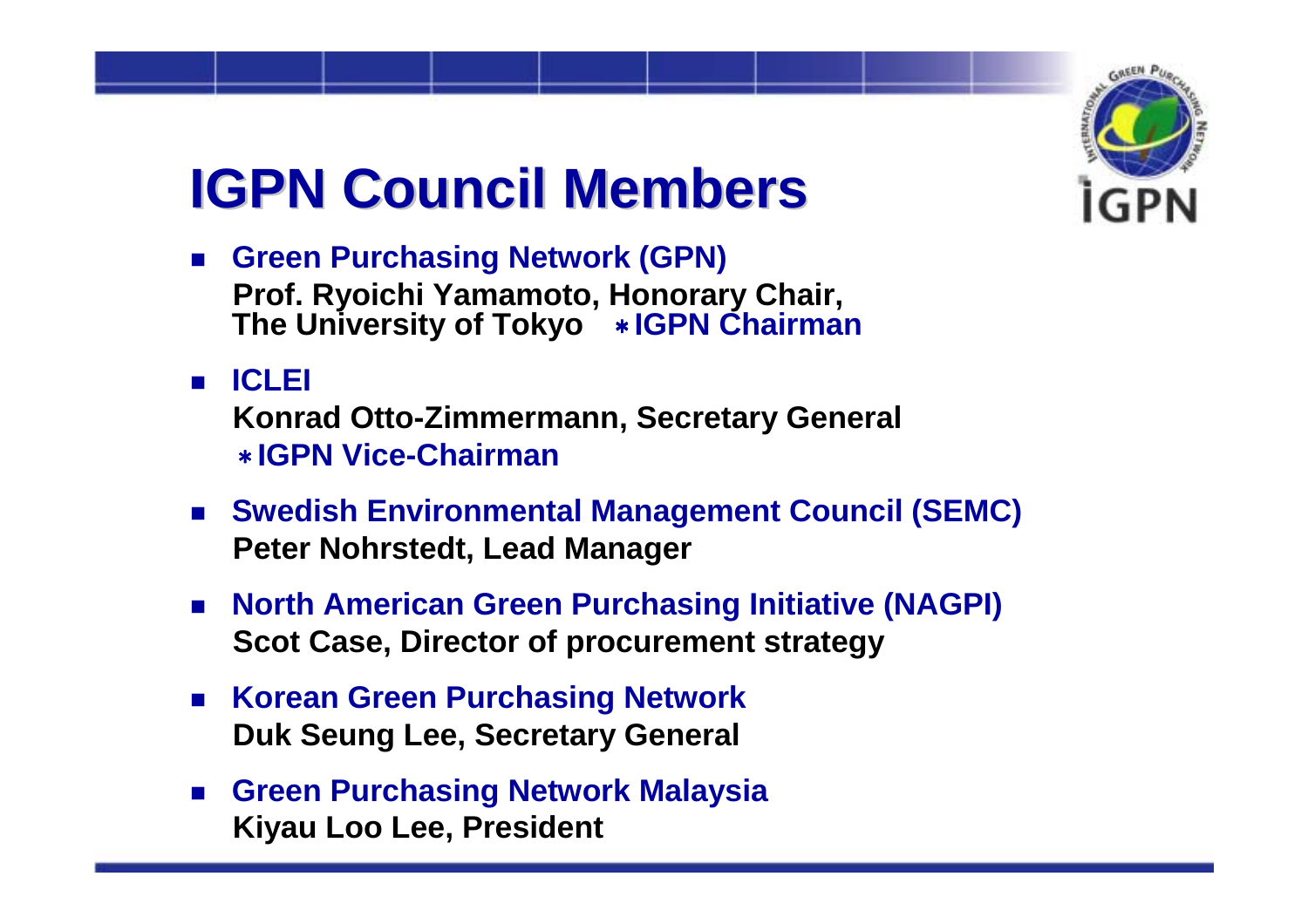# IGPN Council Members

- **Green Purchasing Network (GPN)**
  **Prof. Ryoichi Yamamoto, Honorary Chair, The University of Tokyo** ∗**IGPN Chairman**
- **ICLEI**
  **Konrad Otto-Zimmermann, Secretary General**
  ∗**IGPN Vice-Chairman**
- **Swedish Environmental Management Council (SEMC)**
  **Peter Nohrstedt, Lead Manager**
- **North American Green Purchasing Initiative (NAGPI)**
  **Scot Case, Director of procurement strategy**
- **Korean Green Purchasing Network**
  **Duk Seung Lee, Secretary General**
- **Green Purchasing Network Malaysia**
  **Kiyau Loo Lee, President**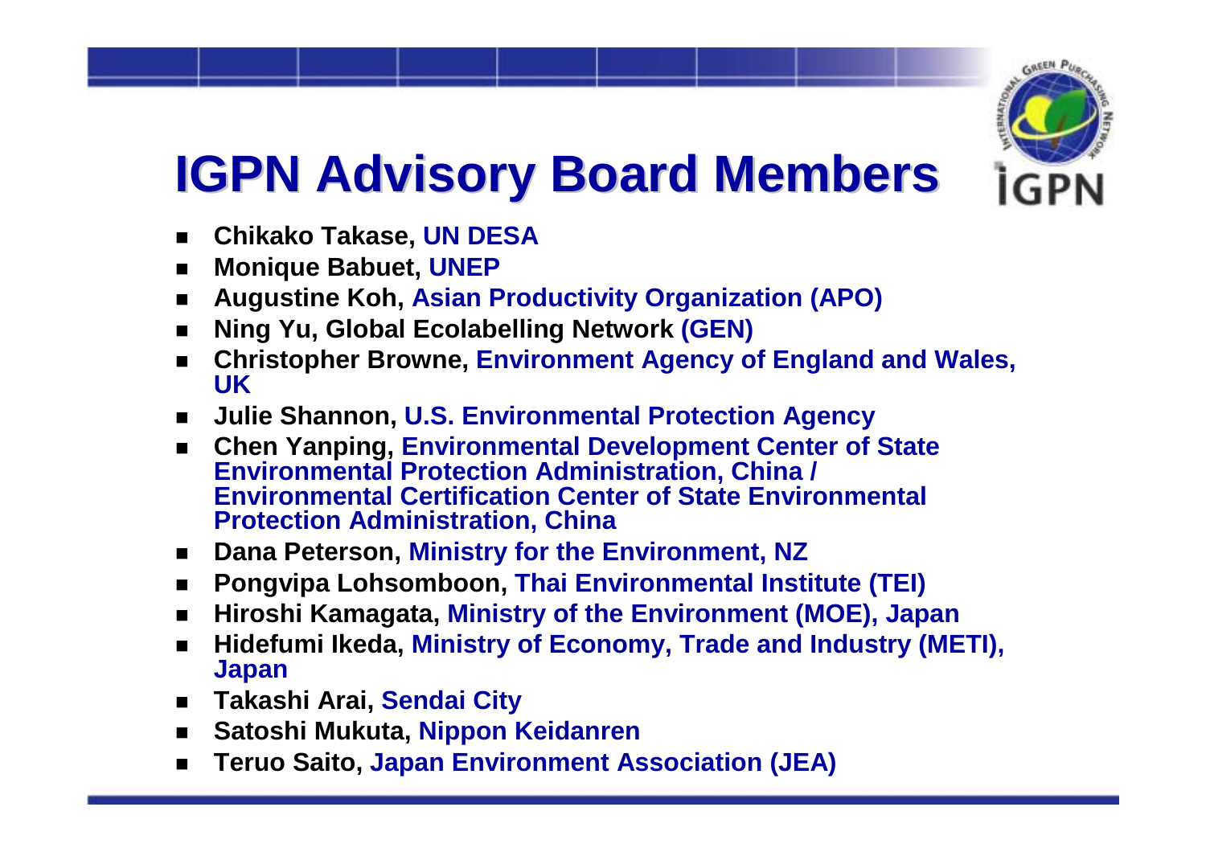# IGPN Advisory Board Members

- **Chikako Takase, UN DESA**
- **Monique Babuet, UNEP**
- **Augustine Koh, Asian Productivity Organization (APO)**
- **Ning Yu, Global Ecolabelling Network (GEN)**
- **Christopher Browne, Environment Agency of England and Wales, UK**
- **Julie Shannon, U.S. Environmental Protection Agency**
- **Chen Yanping, Environmental Development Center of State Environmental Protection Administration, China / Environmental Certification Center of State Environmental Protection Administration, China**
- **Dana Peterson, Ministry for the Environment, NZ**
- **Pongvipa Lohsomboon, Thai Environmental Institute (TEI)**
- **Hiroshi Kamagata, Ministry of the Environment (MOE), Japan**
- **Hidefumi Ikeda, Ministry of Economy, Trade and Industry (METI), Japan**
- **Takashi Arai, Sendai City**
- **Satoshi Mukuta, Nippon Keidanren**
- **Teruo Saito, Japan Environment Association (JEA)**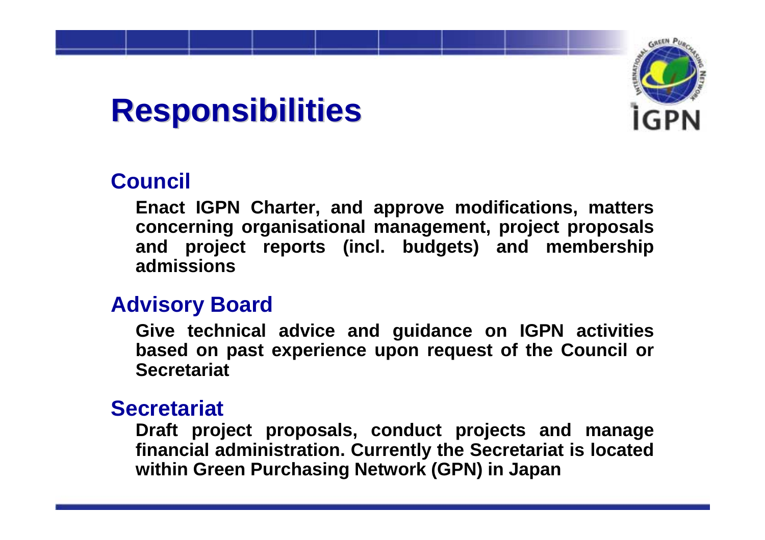# Responsibilities

## Council

**Enact IGPN Charter, and approve modifications, matters concerning organisational management, project proposals and project reports (incl. budgets) and membership admissions**

## Advisory Board

**Give technical advice and guidance on IGPN activities based on past experience upon request of the Council or Secretariat**

## Secretariat

**Draft project proposals, conduct projects and manage financial administration. Currently the Secretariat is located within Green Purchasing Network (GPN) in Japan**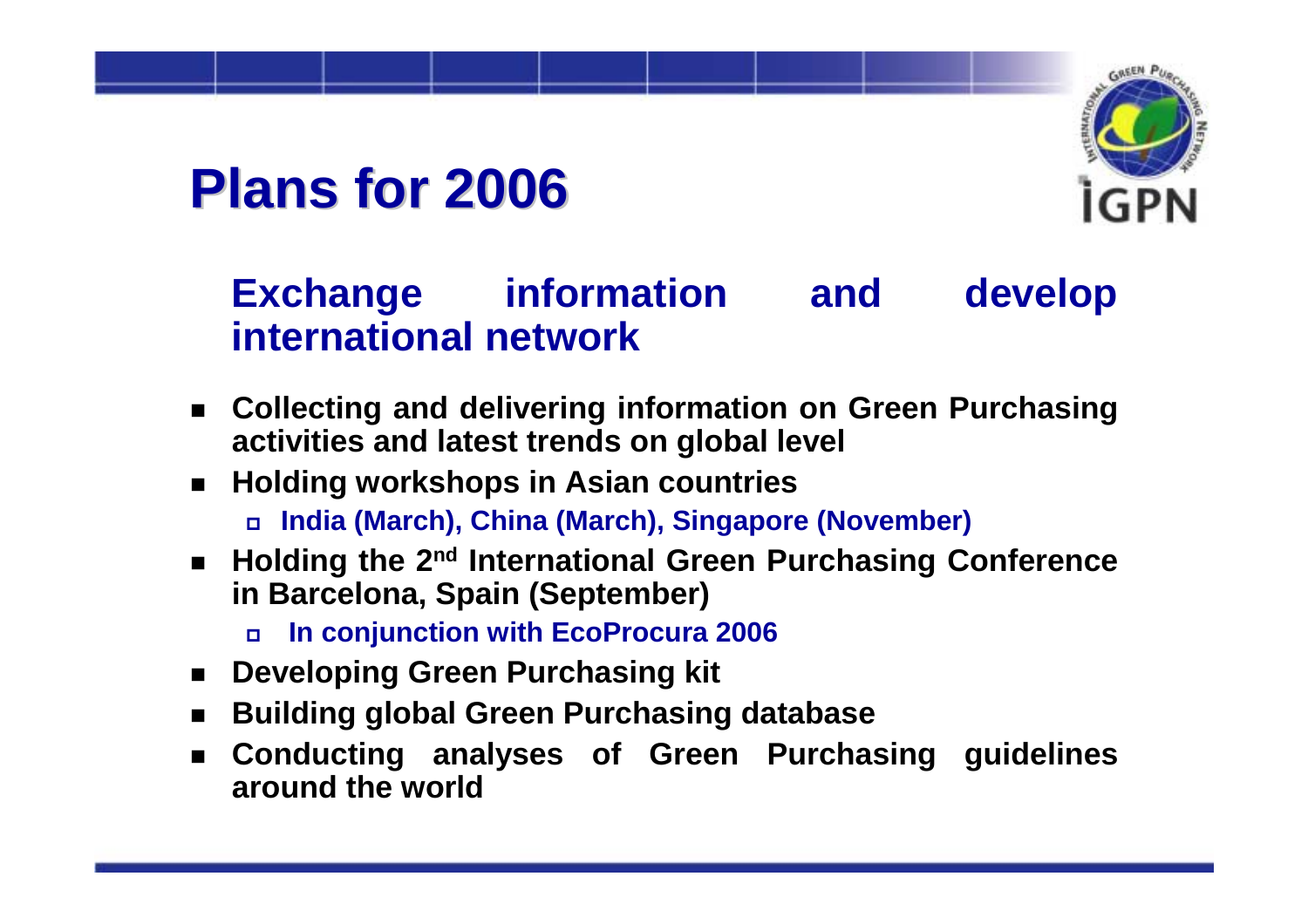# Plans for 2006

## Exchange information and develop international network

- Collecting and delivering information on Green Purchasing activities and latest trends on global level
- Holding workshops in Asian countries
  - India (March), China (March), Singapore (November)
- Holding the 2nd International Green Purchasing Conference in Barcelona, Spain (September)
  - In conjunction with EcoProcura 2006
- Developing Green Purchasing kit
- Building global Green Purchasing database
- Conducting analyses of Green Purchasing guidelines around the world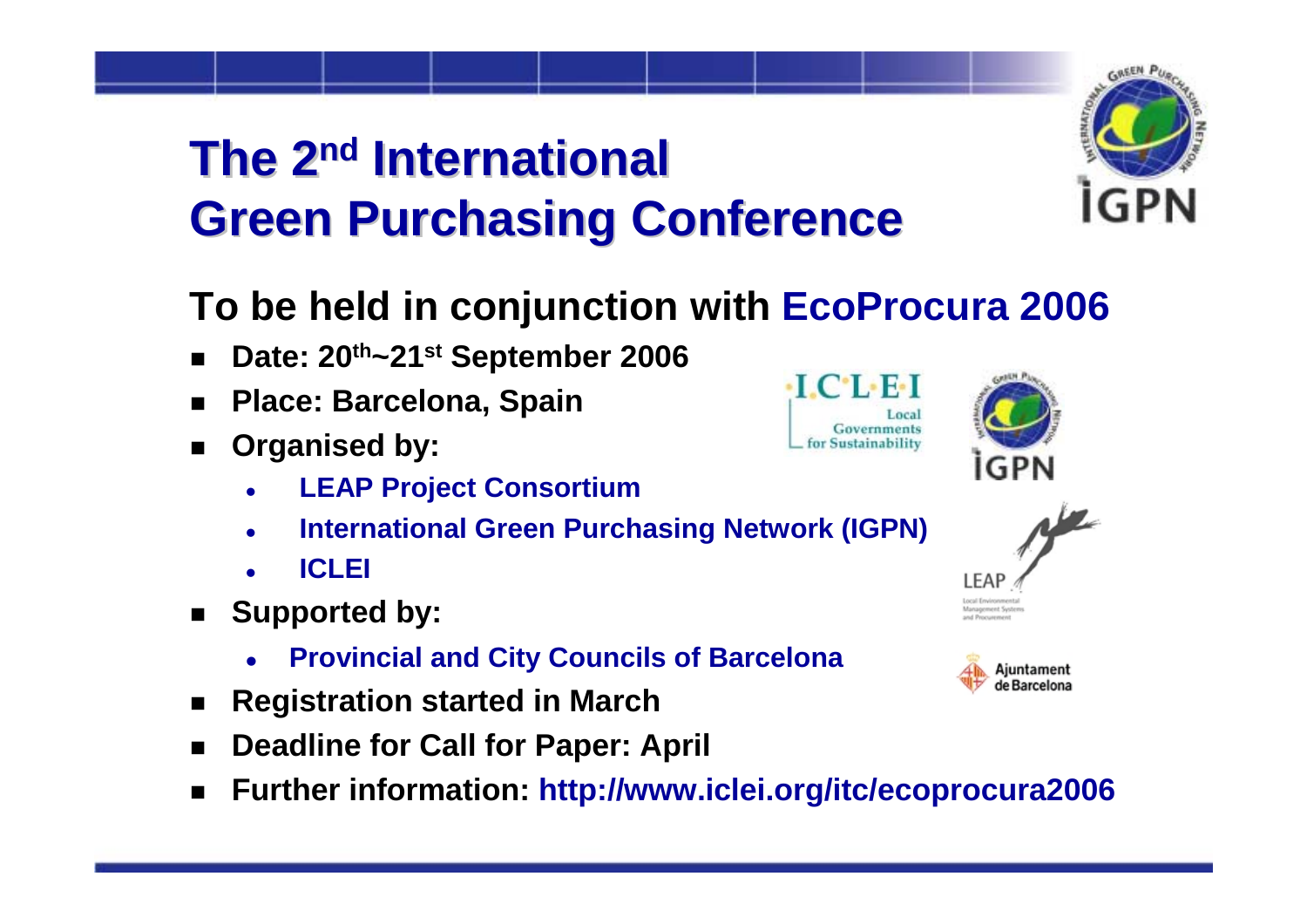# The 2nd International Green Purchasing Conference

## To be held in conjunction with EcoProcura 2006

- **Date: 20th~21st September 2006**
- **Place: Barcelona, Spain**
- **Organised by:**
  - **LEAP Project Consortium**
  - **International Green Purchasing Network (IGPN)**
  - **ICLEI**
- **Supported by:**
  - **Provincial and City Councils of Barcelona**
- **Registration started in March**
- **Deadline for Call for Paper: April**
- **Further information: http://www.iclei.org/itc/ecoprocura2006**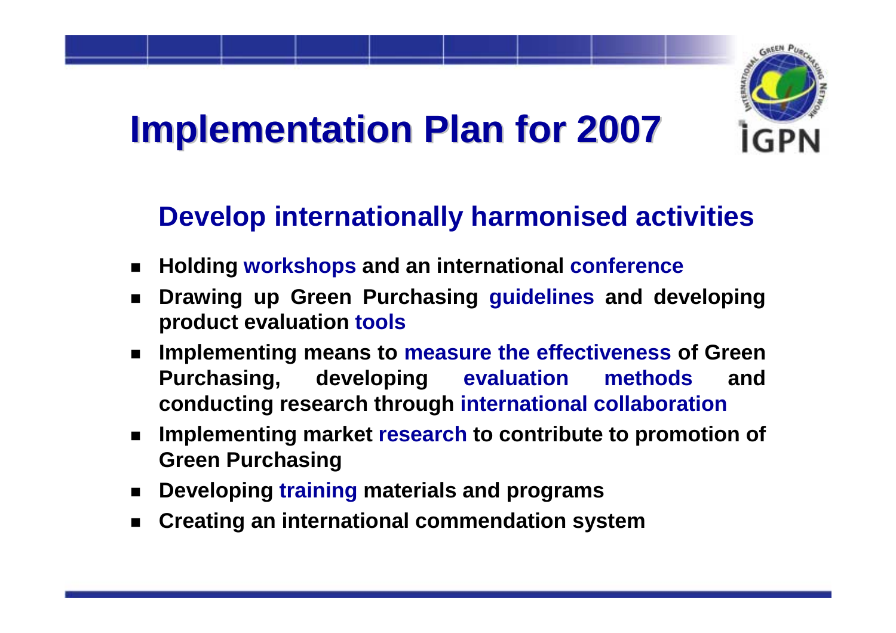# Implementation Plan for 2007

## Develop internationally harmonised activities

- Holding workshops and an international conference
- Drawing up Green Purchasing guidelines and developing product evaluation tools
- Implementing means to measure the effectiveness of Green Purchasing, developing evaluation methods and conducting research through international collaboration
- Implementing market research to contribute to promotion of Green Purchasing
- Developing training materials and programs
- Creating an international commendation system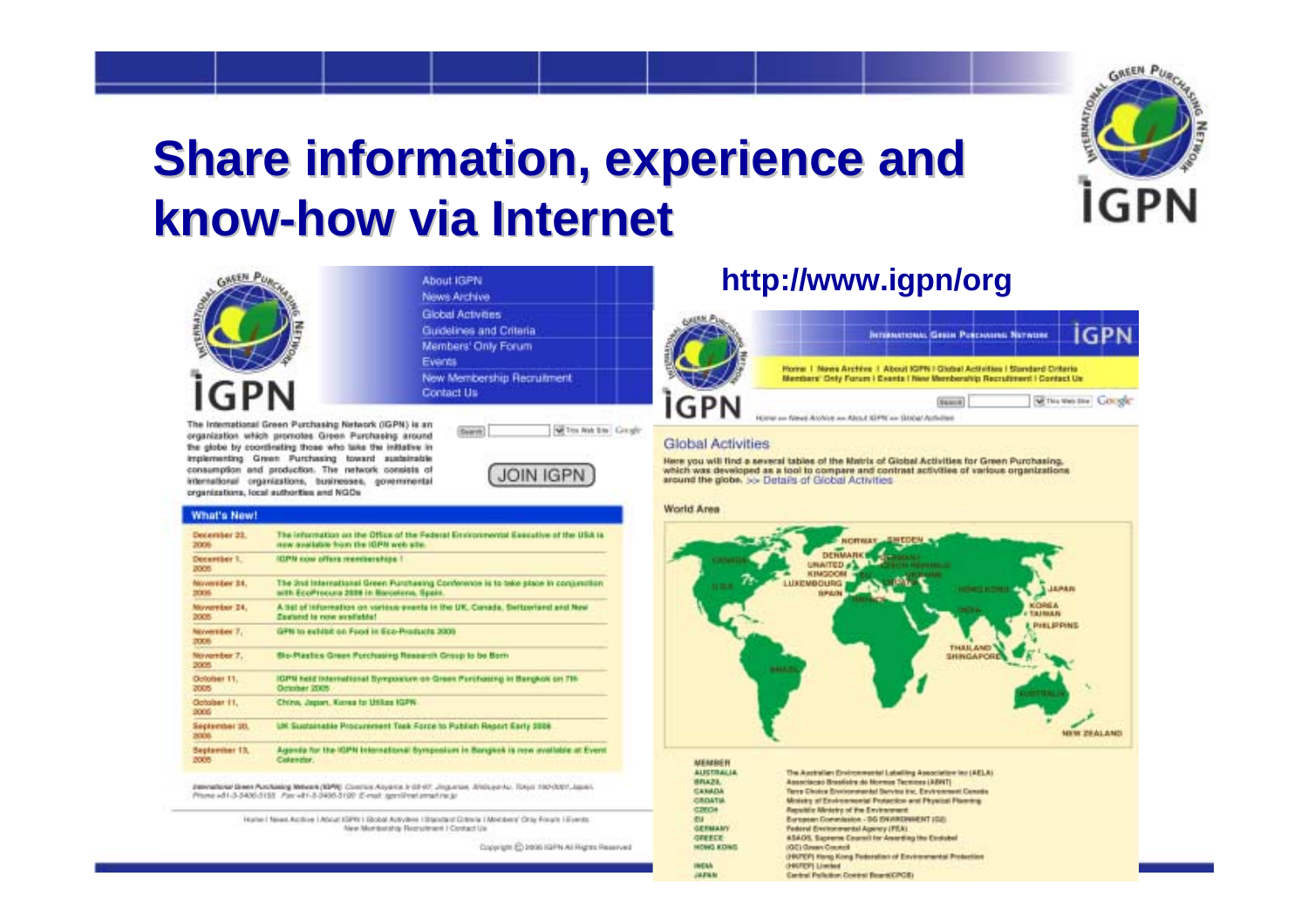# Share information, experience and know-how via Internet

**http://www.igpn/org**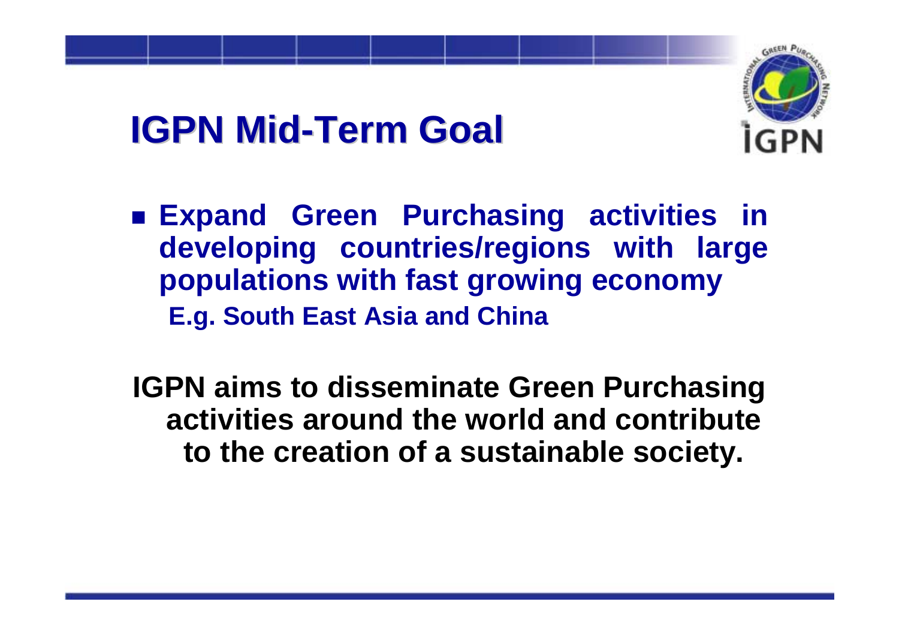# IGPN Mid-Term Goal

- **Expand Green Purchasing activities in developing countries/regions with large populations with fast growing economy**
  **E.g. South East Asia and China**

**IGPN aims to disseminate Green Purchasing activities around the world and contribute to the creation of a sustainable society.**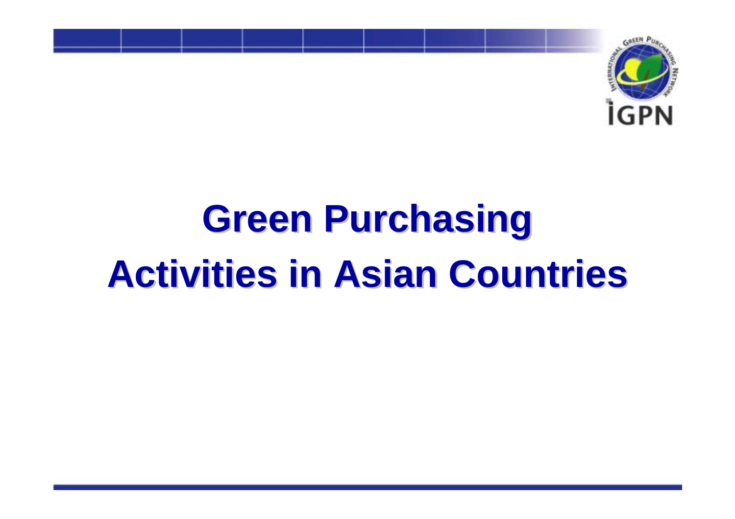# Green Purchasing Activities in Asian Countries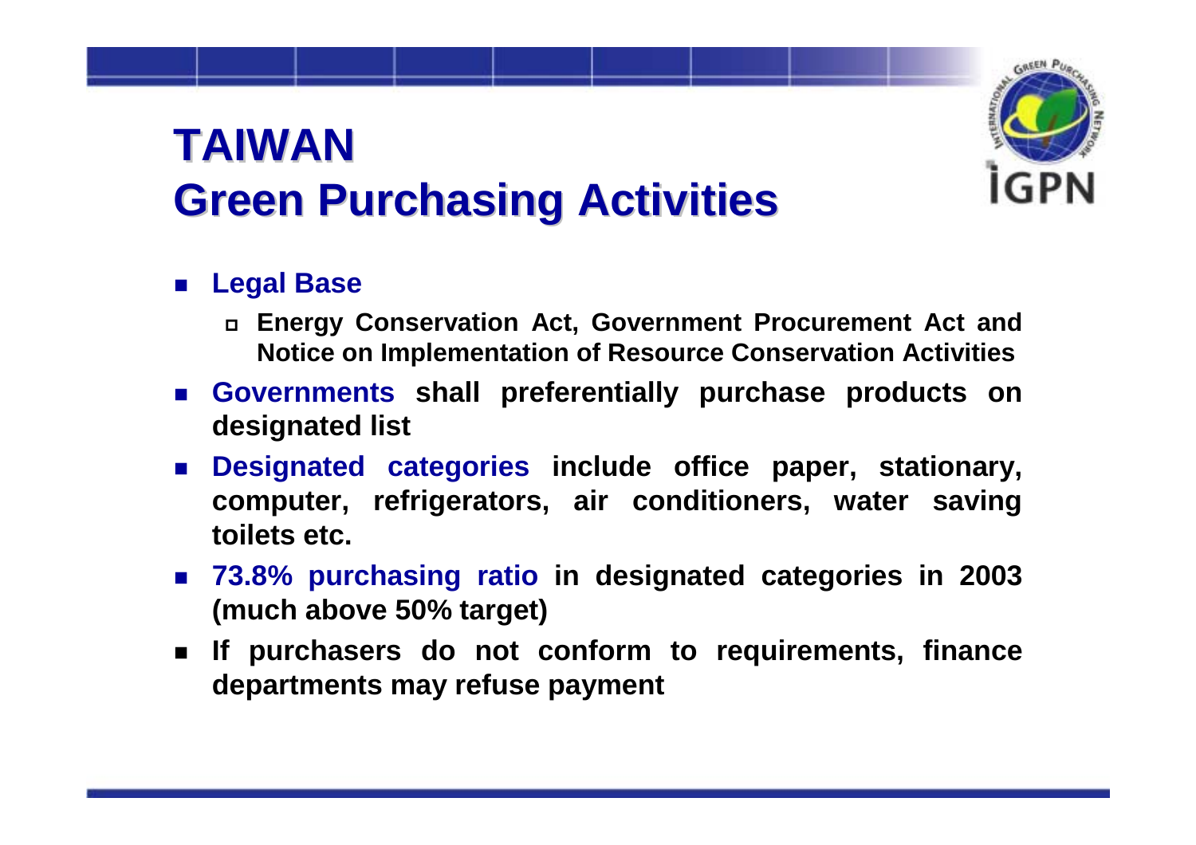# TAIWAN
# Green Purchasing Activities

- **Legal Base**
  - **Energy Conservation Act, Government Procurement Act and Notice on Implementation of Resource Conservation Activities**
- **Governments shall preferentially purchase products on designated list**
- **Designated categories include office paper, stationary, computer, refrigerators, air conditioners, water saving toilets etc.**
- **73.8% purchasing ratio in designated categories in 2003 (much above 50% target)**
- **If purchasers do not conform to requirements, finance departments may refuse payment**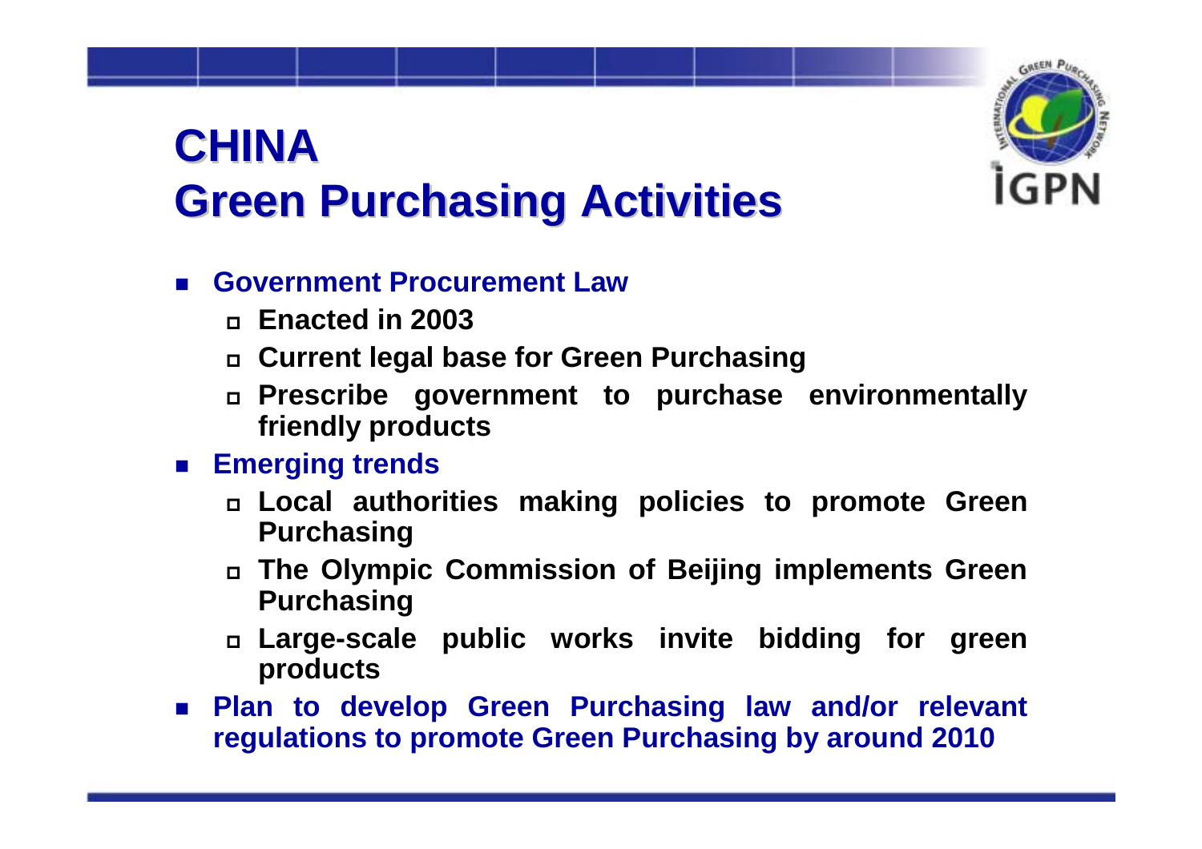# CHINA
# Green Purchasing Activities

- **Government Procurement Law**
  - **Enacted in 2003**
  - **Current legal base for Green Purchasing**
  - **Prescribe government to purchase environmentally friendly products**
- **Emerging trends**
  - **Local authorities making policies to promote Green Purchasing**
  - **The Olympic Commission of Beijing implements Green Purchasing**
  - **Large-scale public works invite bidding for green products**
- **Plan to develop Green Purchasing law and/or relevant regulations to promote Green Purchasing by around 2010**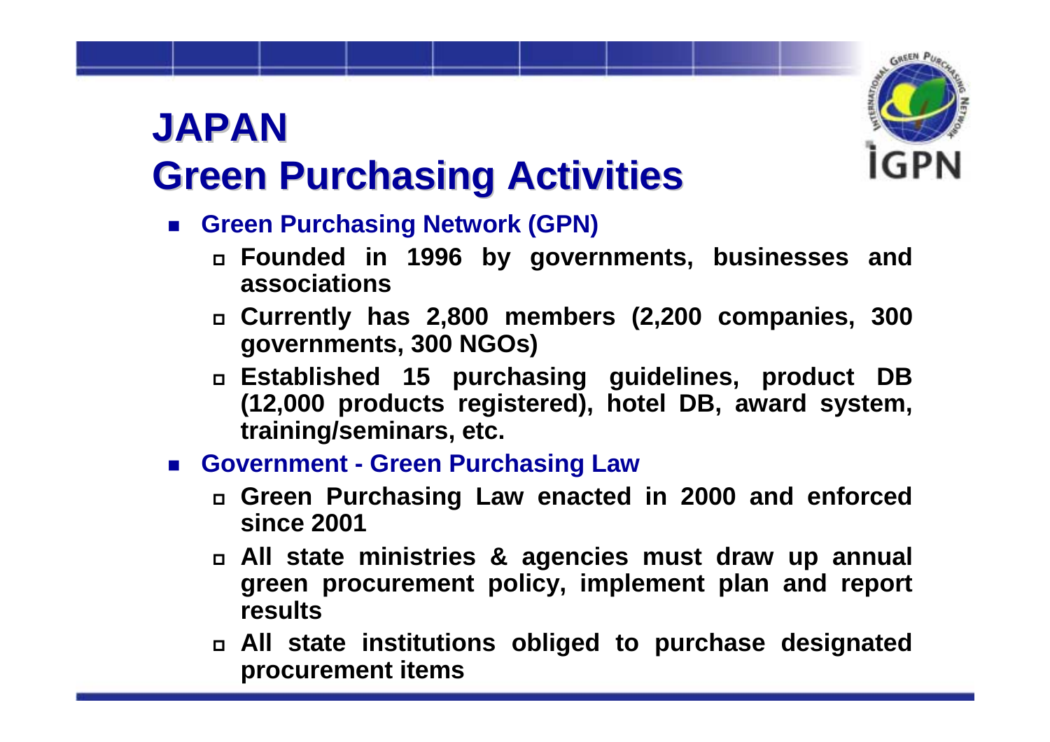# JAPAN
# Green Purchasing Activities

- **Green Purchasing Network (GPN)**
  - Founded in 1996 by governments, businesses and associations
  - Currently has 2,800 members (2,200 companies, 300 governments, 300 NGOs)
  - Established 15 purchasing guidelines, product DB (12,000 products registered), hotel DB, award system, training/seminars, etc.
- **Government - Green Purchasing Law**
  - Green Purchasing Law enacted in 2000 and enforced since 2001
  - All state ministries & agencies must draw up annual green procurement policy, implement plan and report results
  - All state institutions obliged to purchase designated procurement items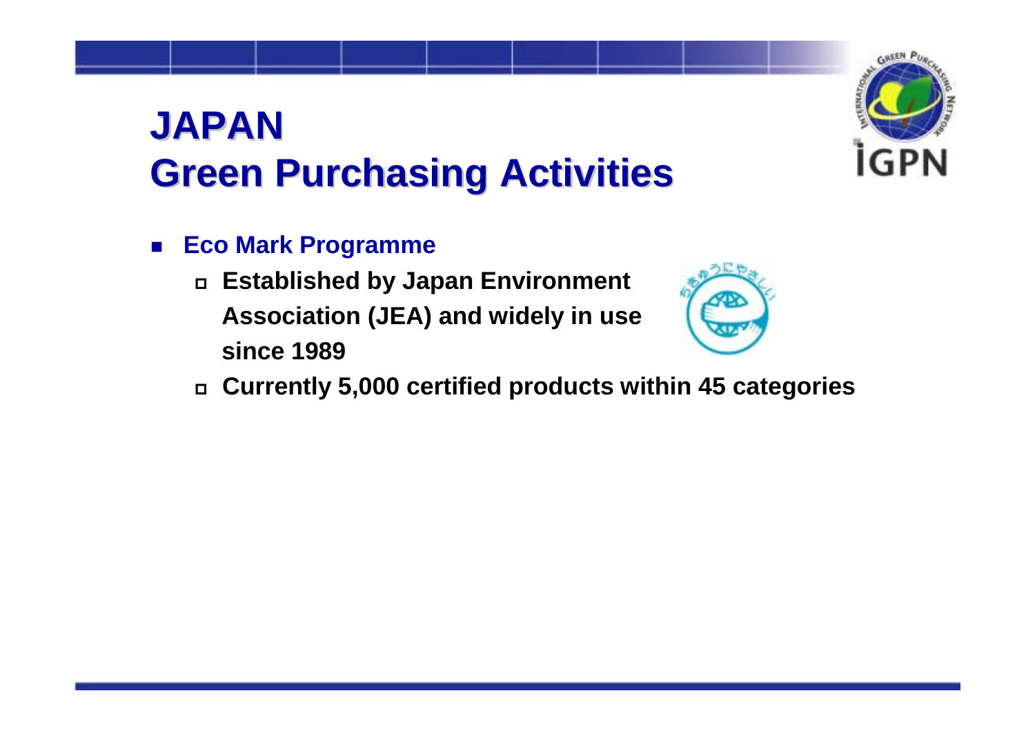# JAPAN
# Green Purchasing Activities

- **Eco Mark Programme**
  - **Established by Japan Environment Association (JEA) and widely in use since 1989**
  - **Currently 5,000 certified products within 45 categories**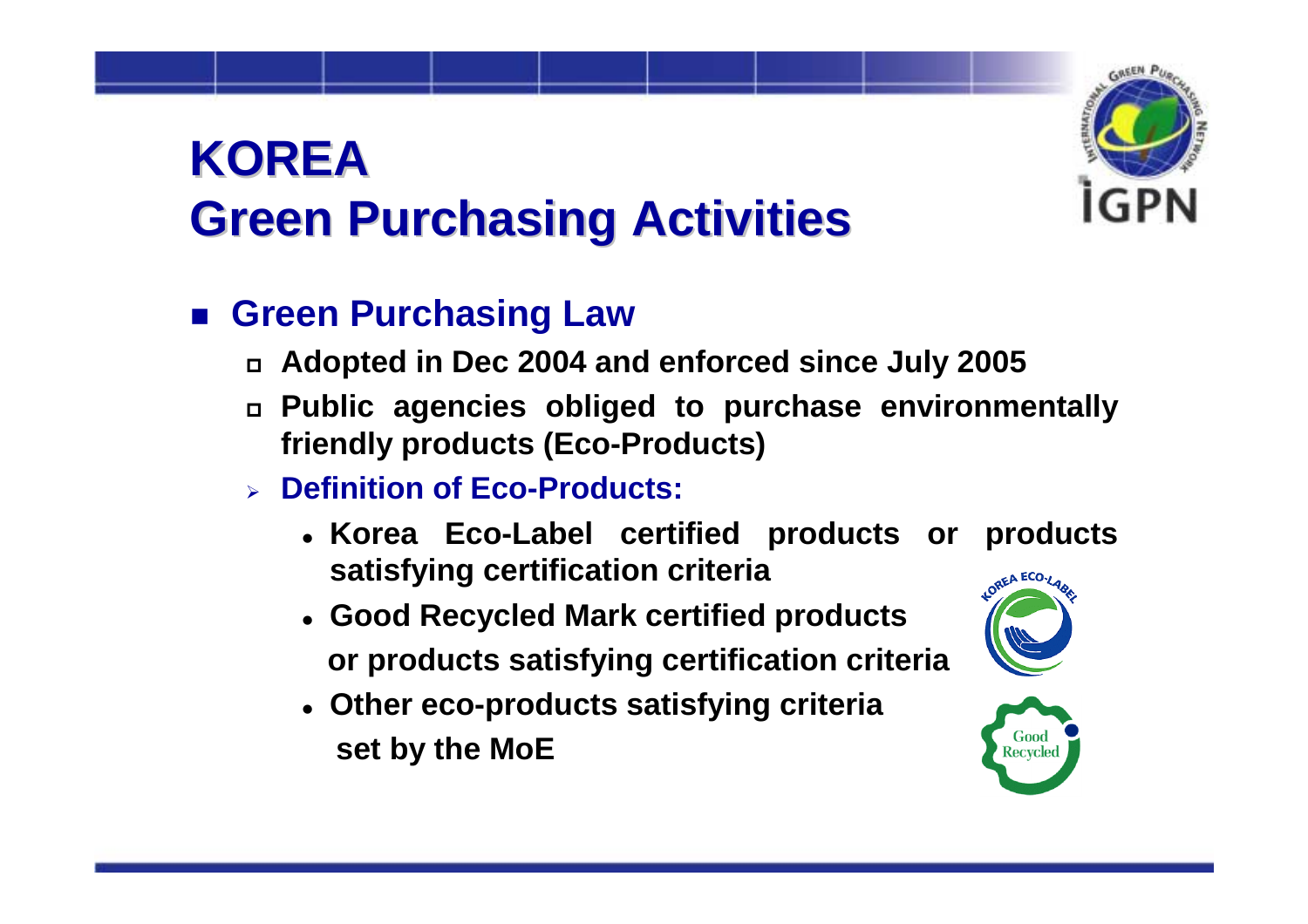# KOREA Green Purchasing Activities

- **Green Purchasing Law**
  - **Adopted in Dec 2004 and enforced since July 2005**
  - **Public agencies obliged to purchase environmentally friendly products (Eco-Products)**
  - **Definition of Eco-Products:**
    - **Korea Eco-Label certified products or products satisfying certification criteria**
    - **Good Recycled Mark certified products or products satisfying certification criteria**
    - **Other eco-products satisfying criteria set by the MoE**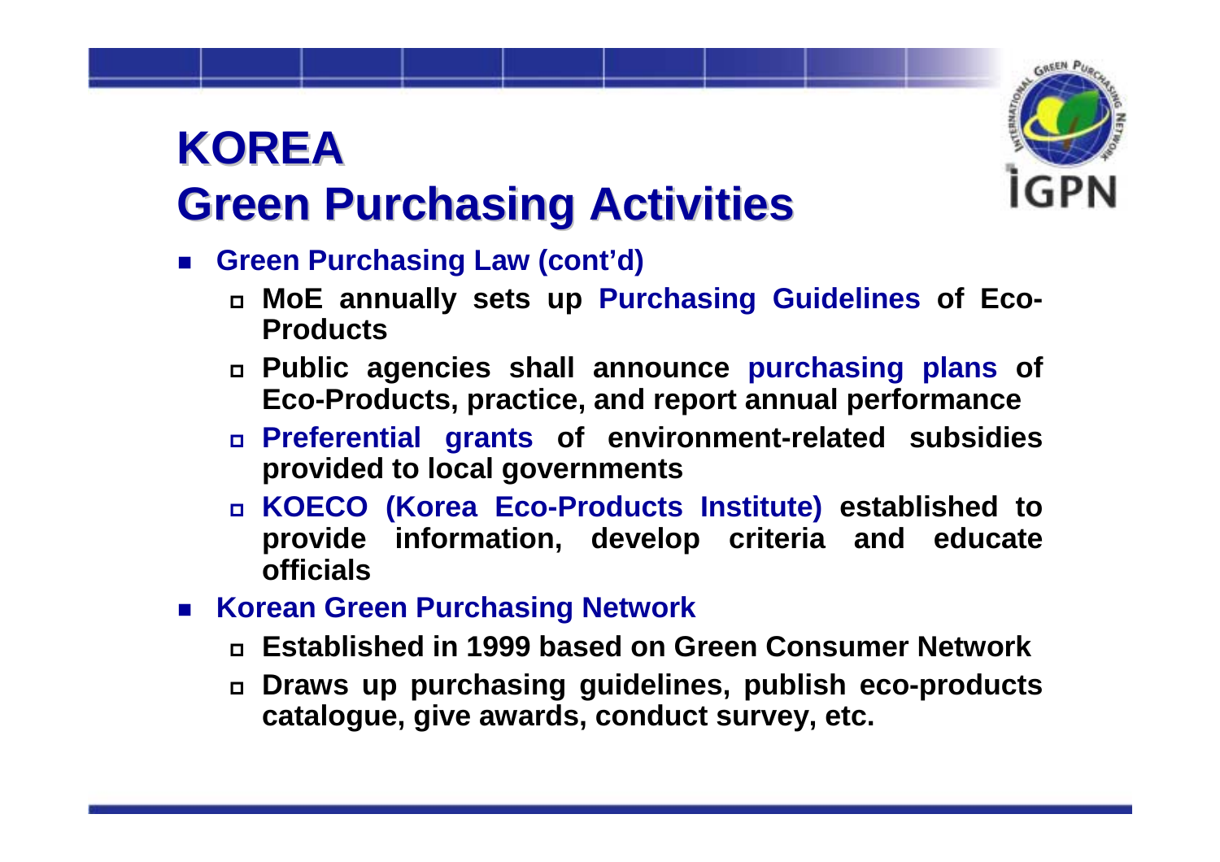# KOREA
# Green Purchasing Activities

- **Green Purchasing Law (cont'd)**
  - **MoE annually sets up Purchasing Guidelines of Eco-Products**
  - **Public agencies shall announce purchasing plans of Eco-Products, practice, and report annual performance**
  - **Preferential grants of environment-related subsidies provided to local governments**
  - **KOECO (Korea Eco-Products Institute) established to provide information, develop criteria and educate officials**
- **Korean Green Purchasing Network**
  - **Established in 1999 based on Green Consumer Network**
  - **Draws up purchasing guidelines, publish eco-products catalogue, give awards, conduct survey, etc.**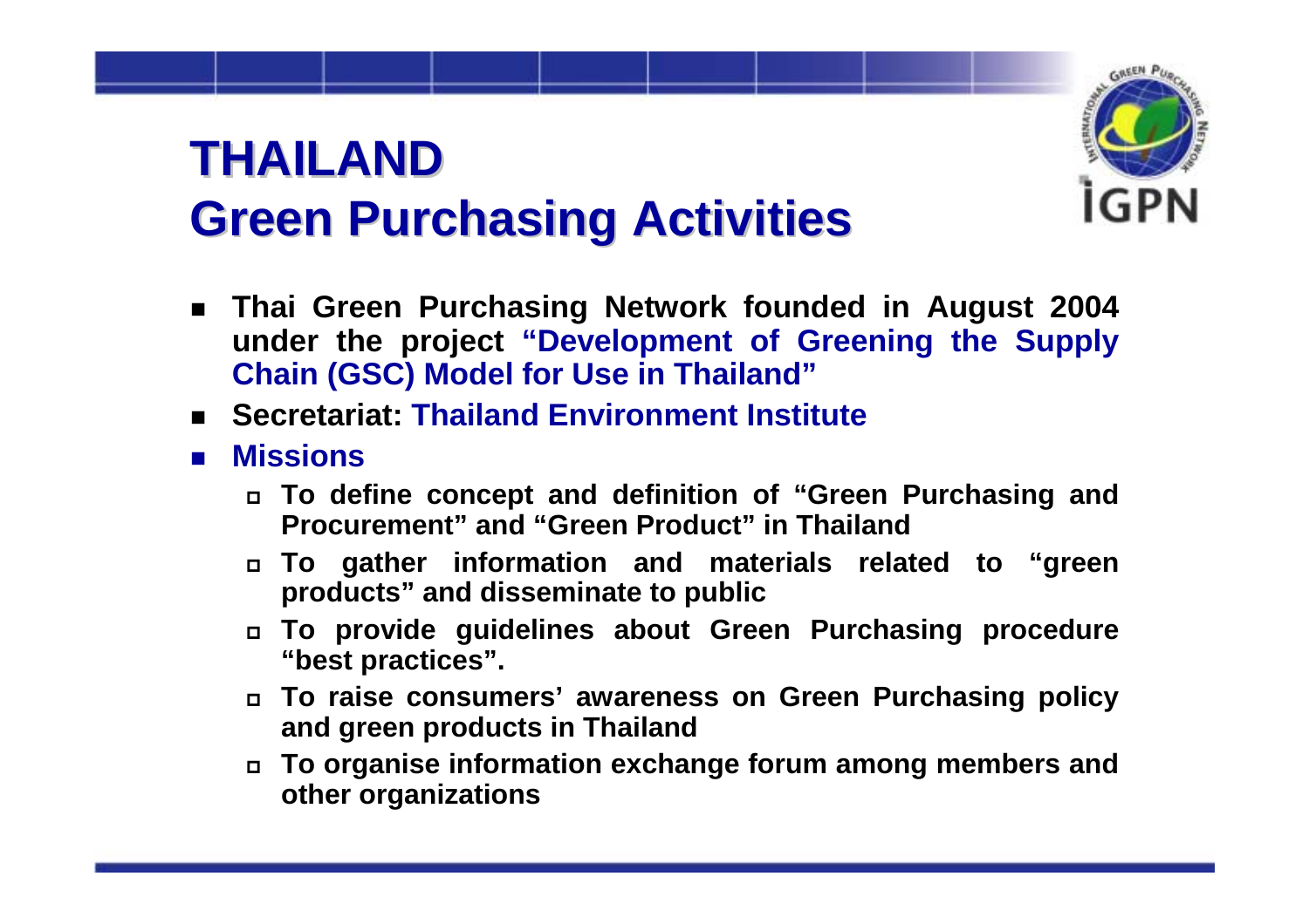# THAILAND
# Green Purchasing Activities

- **Thai Green Purchasing Network founded in August 2004 under the project "Development of Greening the Supply Chain (GSC) Model for Use in Thailand"**
- **Secretariat: Thailand Environment Institute**
- **Missions**
  - **To define concept and definition of "Green Purchasing and Procurement" and "Green Product" in Thailand**
  - **To gather information and materials related to "green products" and disseminate to public**
  - **To provide guidelines about Green Purchasing procedure "best practices".**
  - **To raise consumers' awareness on Green Purchasing policy and green products in Thailand**
  - **To organise information exchange forum among members and other organizations**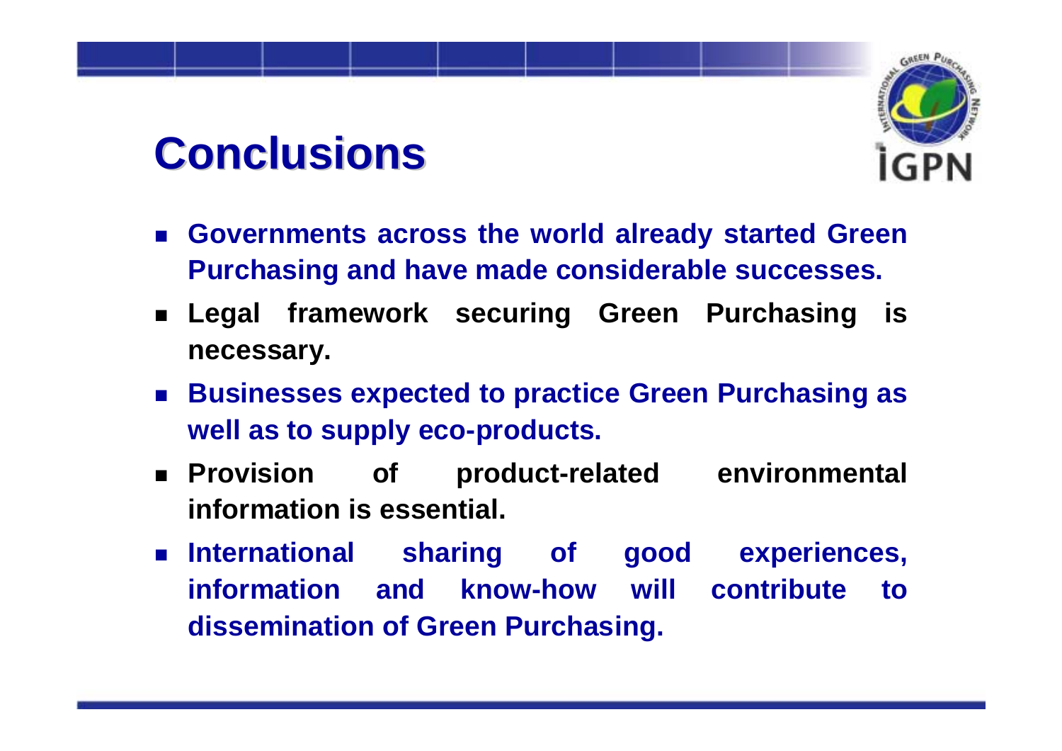# Conclusions

- Governments across the world already started Green Purchasing and have made considerable successes.
- Legal framework securing Green Purchasing is necessary.
- Businesses expected to practice Green Purchasing as well as to supply eco-products.
- Provision of product-related environmental information is essential.
- International sharing of good experiences, information and know-how will contribute to dissemination of Green Purchasing.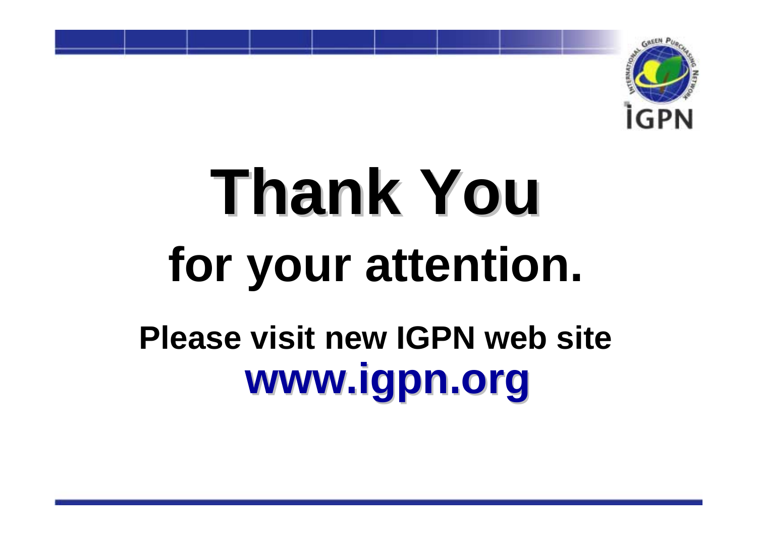# Thank You

## for your attention.

**Please visit new IGPN web site**

**www.igpn.org**